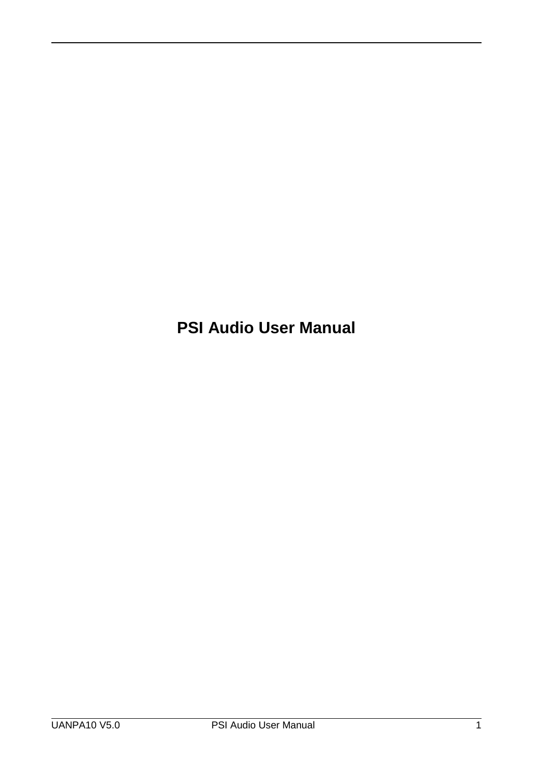# PSI Audio User Manual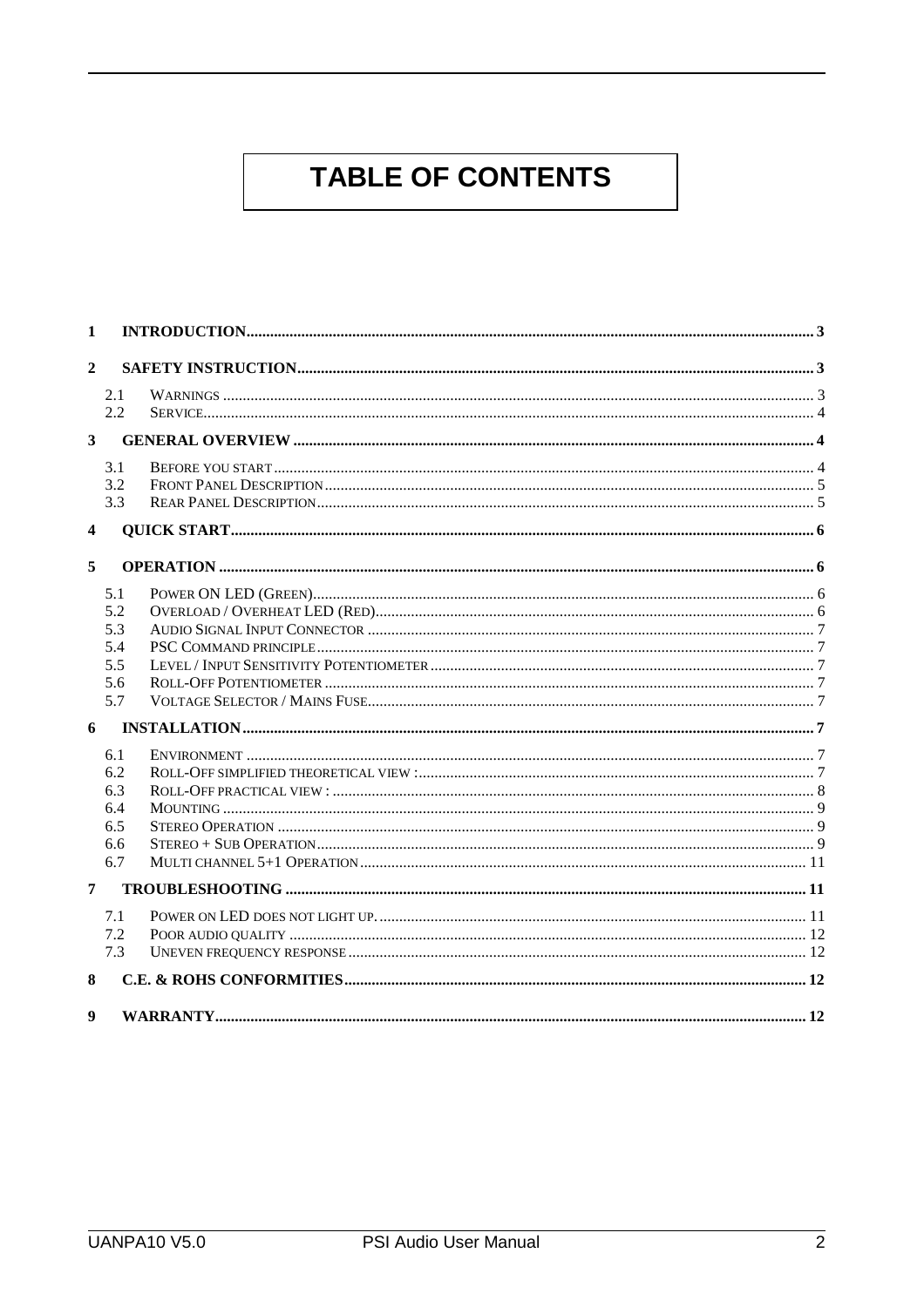# TABLE OF CONTENTS

1 INTRODUCTION ... 3

2 SAFETY INSTRUCTION ... 3

- 2.1 WARNINGS ... 3
- 2.2 SERVICE ... 4

3 GENERAL OVERVIEW ... 4

- 3.1 BEFORE YOU START ... 4
- 3.2 FRONT PANEL DESCRIPTION ... 5
- 3.3 REAR PANEL DESCRIPTION ... 5

4 QUICK START ... 6

5 OPERATION ... 6

- 5.1 POWER ON LED (GREEN) ... 6
- 5.2 OVERLOAD / OVERHEAT LED (RED) ... 6
- 5.3 AUDIO SIGNAL INPUT CONNECTOR ... 7
- 5.4 PSC COMMAND PRINCIPLE ... 7
- 5.5 LEVEL / INPUT SENSITIVITY POTENTIOMETER ... 7
- 5.6 ROLL-OFF POTENTIOMETER ... 7
- 5.7 VOLTAGE SELECTOR / MAINS FUSE ... 7

6 INSTALLATION ... 7

- 6.1 ENVIRONMENT ... 7
- 6.2 ROLL-OFF SIMPLIFIED THEORETICAL VIEW : ... 7
- 6.3 ROLL-OFF PRACTICAL VIEW : ... 8
- 6.4 MOUNTING ... 9
- 6.5 STEREO OPERATION ... 9
- 6.6 STEREO + SUB OPERATION ... 9
- 6.7 MULTI CHANNEL 5+1 OPERATION ... 11

7 TROUBLESHOOTING ... 11

- 7.1 POWER ON LED DOES NOT LIGHT UP. ... 11
- 7.2 POOR AUDIO QUALITY ... 12
- 7.3 UNEVEN FREQUENCY RESPONSE ... 12

8 C.E. & ROHS CONFORMITIES ... 12

9 WARRANTY ... 12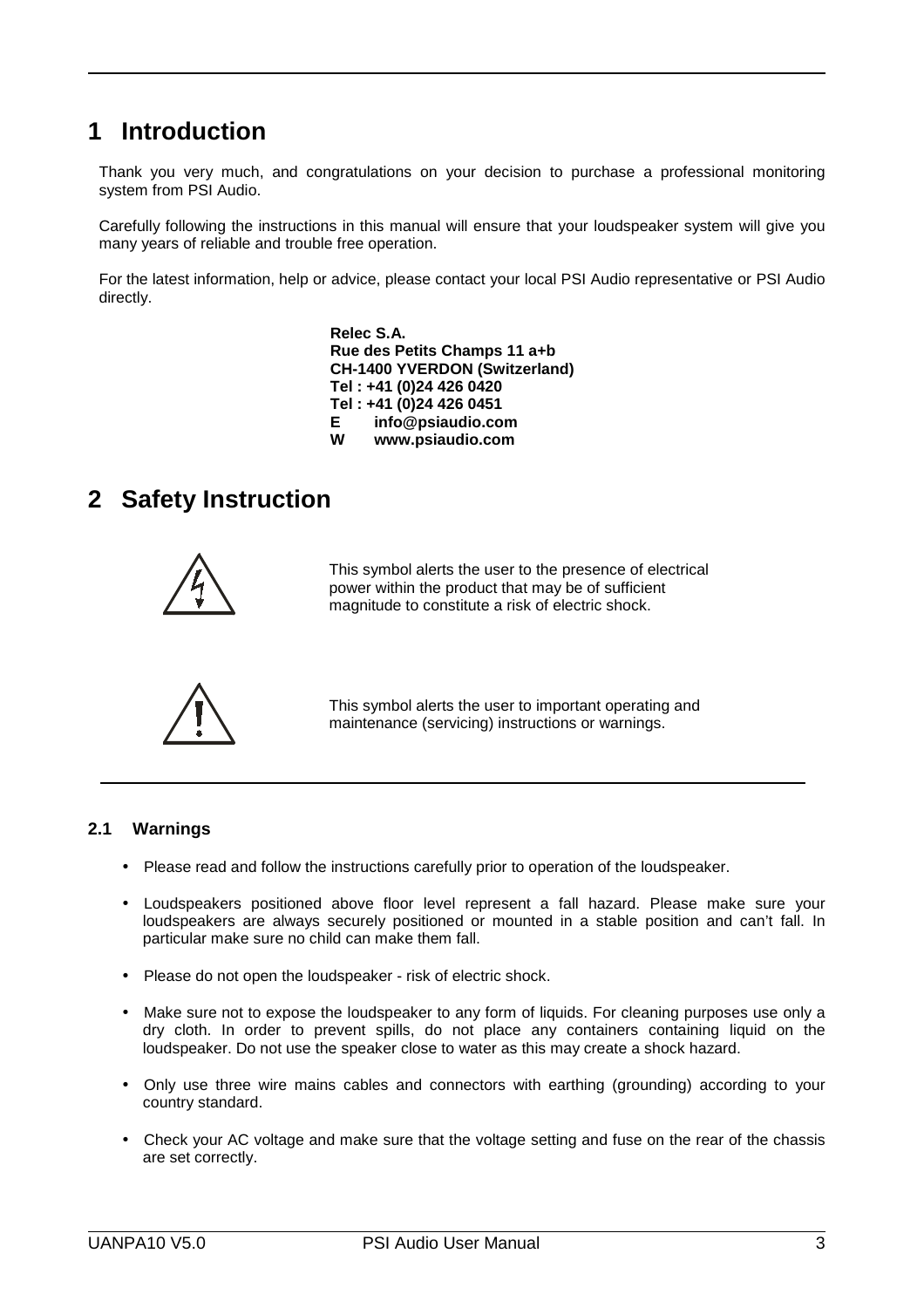# 1 Introduction

Thank you very much, and congratulations on your decision to purchase a professional monitoring system from PSI Audio.

Carefully following the instructions in this manual will ensure that your loudspeaker system will give you many years of reliable and trouble free operation.

For the latest information, help or advice, please contact your local PSI Audio representative or PSI Audio directly.

**Relec S.A.**
**Rue des Petits Champs 11 a+b**
**CH-1400 YVERDON (Switzerland)**
**Tel : +41 (0)24 426 0420**
**Tel : +41 (0)24 426 0451**
**E info@psiaudio.com**
**W www.psiaudio.com**

# 2 Safety Instruction

This symbol alerts the user to the presence of electrical power within the product that may be of sufficient magnitude to constitute a risk of electric shock.

This symbol alerts the user to important operating and maintenance (servicing) instructions or warnings.

## 2.1 Warnings

- Please read and follow the instructions carefully prior to operation of the loudspeaker.
- Loudspeakers positioned above floor level represent a fall hazard. Please make sure your loudspeakers are always securely positioned or mounted in a stable position and can't fall. In particular make sure no child can make them fall.
- Please do not open the loudspeaker - risk of electric shock.
- Make sure not to expose the loudspeaker to any form of liquids. For cleaning purposes use only a dry cloth. In order to prevent spills, do not place any containers containing liquid on the loudspeaker. Do not use the speaker close to water as this may create a shock hazard.
- Only use three wire mains cables and connectors with earthing (grounding) according to your country standard.
- Check your AC voltage and make sure that the voltage setting and fuse on the rear of the chassis are set correctly.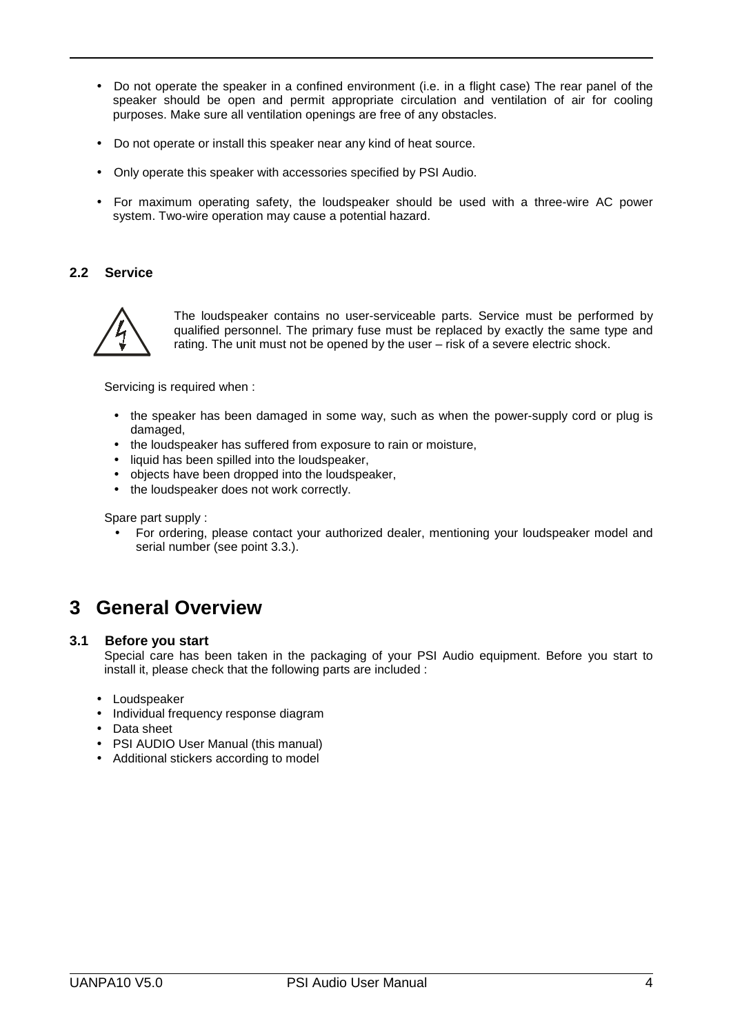- Do not operate the speaker in a confined environment (i.e. in a flight case) The rear panel of the speaker should be open and permit appropriate circulation and ventilation of air for cooling purposes. Make sure all ventilation openings are free of any obstacles.
- Do not operate or install this speaker near any kind of heat source.
- Only operate this speaker with accessories specified by PSI Audio.
- For maximum operating safety, the loudspeaker should be used with a three-wire AC power system. Two-wire operation may cause a potential hazard.

### 2.2 Service

The loudspeaker contains no user-serviceable parts. Service must be performed by qualified personnel. The primary fuse must be replaced by exactly the same type and rating. The unit must not be opened by the user – risk of a severe electric shock.

Servicing is required when :

- the speaker has been damaged in some way, such as when the power-supply cord or plug is damaged,
- the loudspeaker has suffered from exposure to rain or moisture,
- liquid has been spilled into the loudspeaker,
- objects have been dropped into the loudspeaker,
- the loudspeaker does not work correctly.

Spare part supply :

- For ordering, please contact your authorized dealer, mentioning your loudspeaker model and serial number (see point 3.3.).

# 3 General Overview

### 3.1 Before you start

Special care has been taken in the packaging of your PSI Audio equipment. Before you start to install it, please check that the following parts are included :

- Loudspeaker
- Individual frequency response diagram
- Data sheet
- PSI AUDIO User Manual (this manual)
- Additional stickers according to model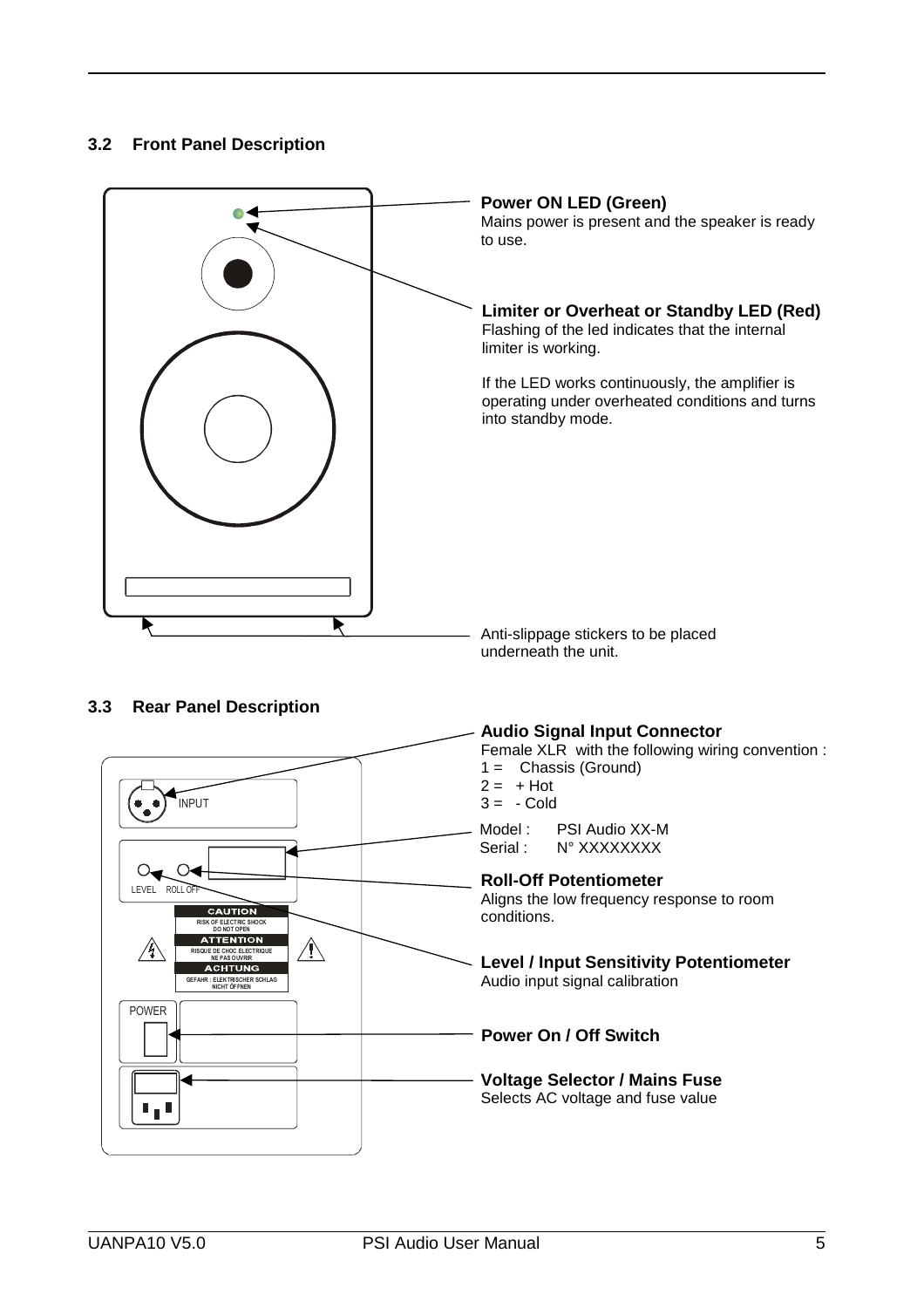## 3.2 Front Panel Description

**Power ON LED (Green)**
Mains power is present and the speaker is ready to use.

**Limiter or Overheat or Standby LED (Red)**
Flashing of the led indicates that the internal limiter is working.

If the LED works continuously, the amplifier is operating under overheated conditions and turns into standby mode.

Anti-slippage stickers to be placed underneath the unit.

## 3.3 Rear Panel Description

**Audio Signal Input Connector**
Female XLR with the following wiring convention :
1 = Chassis (Ground)
2 = + Hot
3 = - Cold

Model : PSI Audio XX-M
Serial : N° XXXXXXXX

**Roll-Off Potentiometer**
Aligns the low frequency response to room conditions.

**Level / Input Sensitivity Potentiometer**
Audio input signal calibration

**Power On / Off Switch**

**Voltage Selector / Mains Fuse**
Selects AC voltage and fuse value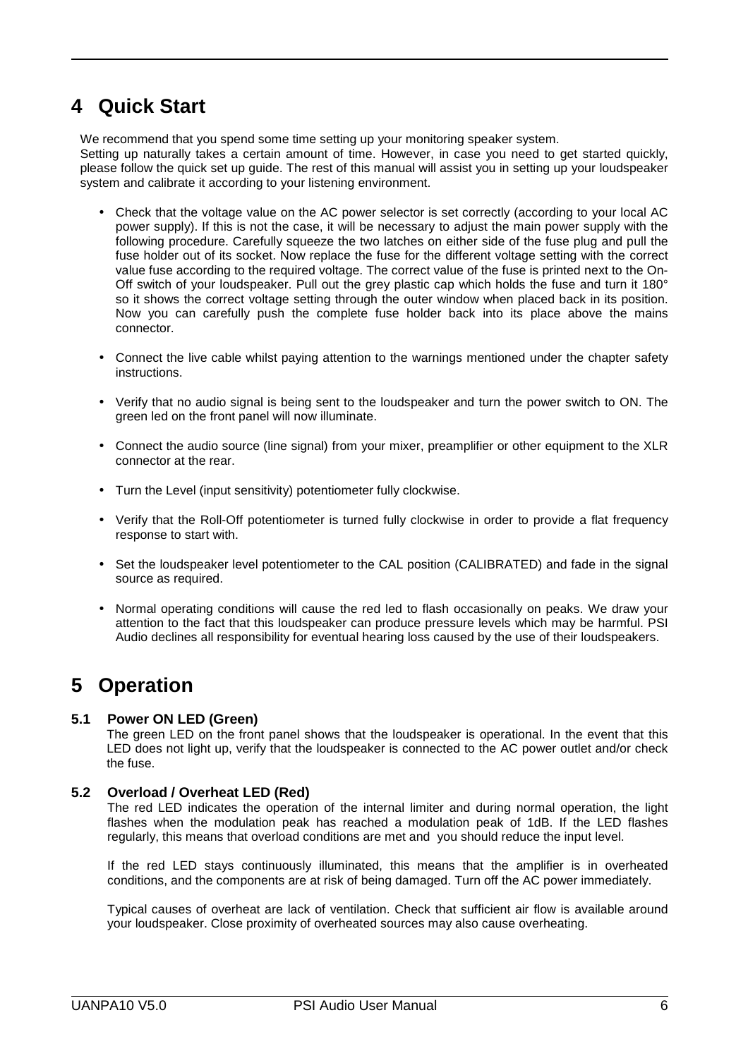# 4 Quick Start

We recommend that you spend some time setting up your monitoring speaker system.
Setting up naturally takes a certain amount of time. However, in case you need to get started quickly, please follow the quick set up guide. The rest of this manual will assist you in setting up your loudspeaker system and calibrate it according to your listening environment.

- Check that the voltage value on the AC power selector is set correctly (according to your local AC power supply). If this is not the case, it will be necessary to adjust the main power supply with the following procedure. Carefully squeeze the two latches on either side of the fuse plug and pull the fuse holder out of its socket. Now replace the fuse for the different voltage setting with the correct value fuse according to the required voltage. The correct value of the fuse is printed next to the On-Off switch of your loudspeaker. Pull out the grey plastic cap which holds the fuse and turn it 180° so it shows the correct voltage setting through the outer window when placed back in its position. Now you can carefully push the complete fuse holder back into its place above the mains connector.

- Connect the live cable whilst paying attention to the warnings mentioned under the chapter safety instructions.

- Verify that no audio signal is being sent to the loudspeaker and turn the power switch to ON. The green led on the front panel will now illuminate.

- Connect the audio source (line signal) from your mixer, preamplifier or other equipment to the XLR connector at the rear.

- Turn the Level (input sensitivity) potentiometer fully clockwise.

- Verify that the Roll-Off potentiometer is turned fully clockwise in order to provide a flat frequency response to start with.

- Set the loudspeaker level potentiometer to the CAL position (CALIBRATED) and fade in the signal source as required.

- Normal operating conditions will cause the red led to flash occasionally on peaks. We draw your attention to the fact that this loudspeaker can produce pressure levels which may be harmful. PSI Audio declines all responsibility for eventual hearing loss caused by the use of their loudspeakers.

# 5 Operation

### 5.1 Power ON LED (Green)

The green LED on the front panel shows that the loudspeaker is operational. In the event that this LED does not light up, verify that the loudspeaker is connected to the AC power outlet and/or check the fuse.

### 5.2 Overload / Overheat LED (Red)

The red LED indicates the operation of the internal limiter and during normal operation, the light flashes when the modulation peak has reached a modulation peak of 1dB. If the LED flashes regularly, this means that overload conditions are met and you should reduce the input level.

If the red LED stays continuously illuminated, this means that the amplifier is in overheated conditions, and the components are at risk of being damaged. Turn off the AC power immediately.

Typical causes of overheat are lack of ventilation. Check that sufficient air flow is available around your loudspeaker. Close proximity of overheated sources may also cause overheating.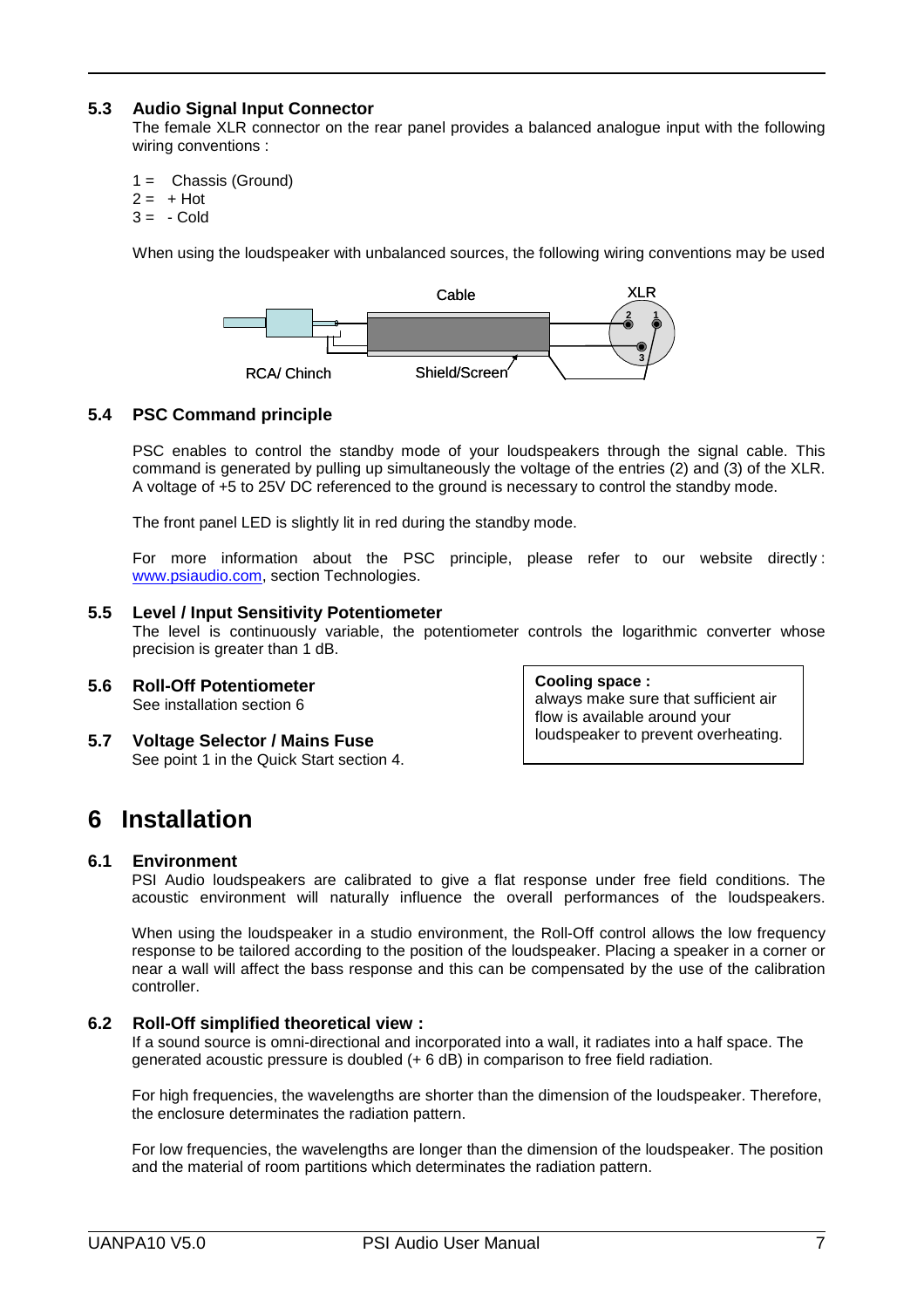### 5.3 Audio Signal Input Connector

The female XLR connector on the rear panel provides a balanced analogue input with the following wiring conventions :

1 = Chassis (Ground)
2 = + Hot
3 = - Cold

When using the loudspeaker with unbalanced sources, the following wiring conventions may be used

Cable    XLR

RCA/ Chinch    Shield/Screen

### 5.4 PSC Command principle

PSC enables to control the standby mode of your loudspeakers through the signal cable. This command is generated by pulling up simultaneously the voltage of the entries (2) and (3) of the XLR. A voltage of +5 to 25V DC referenced to the ground is necessary to control the standby mode.

The front panel LED is slightly lit in red during the standby mode.

For more information about the PSC principle, please refer to our website directly : www.psiaudio.com, section Technologies.

### 5.5 Level / Input Sensitivity Potentiometer

The level is continuously variable, the potentiometer controls the logarithmic converter whose precision is greater than 1 dB.

### 5.6 Roll-Off Potentiometer

See installation section 6

### 5.7 Voltage Selector / Mains Fuse

See point 1 in the Quick Start section 4.

**Cooling space :**
always make sure that sufficient air flow is available around your loudspeaker to prevent overheating.

# 6 Installation

### 6.1 Environment

PSI Audio loudspeakers are calibrated to give a flat response under free field conditions. The acoustic environment will naturally influence the overall performances of the loudspeakers.

When using the loudspeaker in a studio environment, the Roll-Off control allows the low frequency response to be tailored according to the position of the loudspeaker. Placing a speaker in a corner or near a wall will affect the bass response and this can be compensated by the use of the calibration controller.

### 6.2 Roll-Off simplified theoretical view :

If a sound source is omni-directional and incorporated into a wall, it radiates into a half space. The generated acoustic pressure is doubled (+ 6 dB) in comparison to free field radiation.

For high frequencies, the wavelengths are shorter than the dimension of the loudspeaker. Therefore, the enclosure determinates the radiation pattern.

For low frequencies, the wavelengths are longer than the dimension of the loudspeaker. The position and the material of room partitions which determinates the radiation pattern.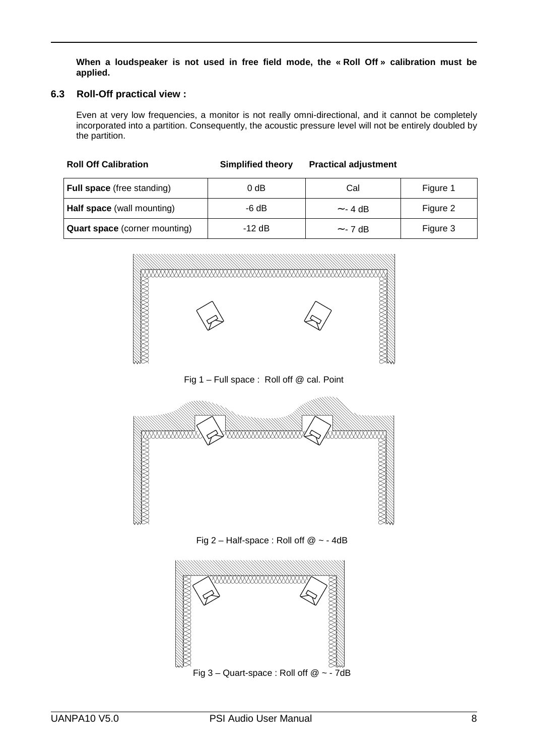**When a loudspeaker is not used in free field mode, the « Roll Off » calibration must be applied.**

### 6.3 Roll-Off practical view :

Even at very low frequencies, a monitor is not really omni-directional, and it cannot be completely incorporated into a partition. Consequently, the acoustic pressure level will not be entirely doubled by the partition.

| Roll Off Calibration | Simplified theory | Practical adjustment | |
|---|---|---|---|
| **Full space** (free standing) | 0 dB | Cal | Figure 1 |
| **Half space** (wall mounting) | -6 dB | ~- 4 dB | Figure 2 |
| **Quart space** (corner mounting) | -12 dB | ~- 7 dB | Figure 3 |

Fig 1 – Full space : Roll off @ cal. Point

Fig 2 – Half-space : Roll off @ ~ - 4dB

Fig 3 – Quart-space : Roll off @ ~ - 7dB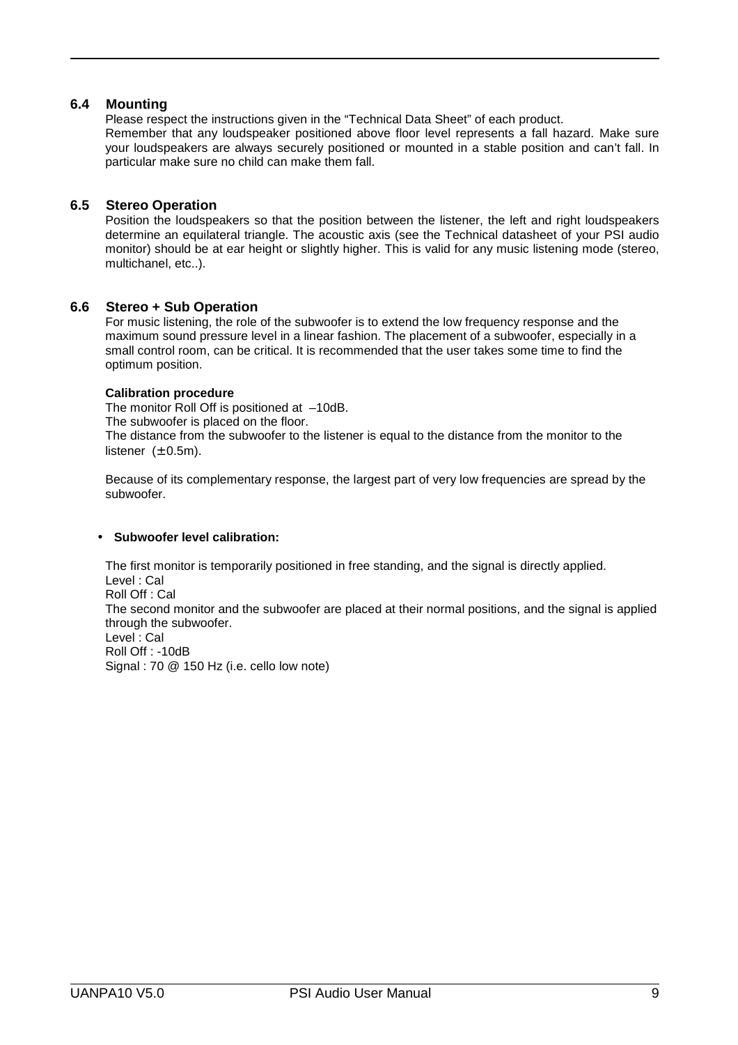## 6.4 Mounting

Please respect the instructions given in the "Technical Data Sheet" of each product.

Remember that any loudspeaker positioned above floor level represents a fall hazard. Make sure your loudspeakers are always securely positioned or mounted in a stable position and can't fall. In particular make sure no child can make them fall.

## 6.5 Stereo Operation

Position the loudspeakers so that the position between the listener, the left and right loudspeakers determine an equilateral triangle. The acoustic axis (see the Technical datasheet of your PSI audio monitor) should be at ear height or slightly higher. This is valid for any music listening mode (stereo, multichanel, etc..).

## 6.6 Stereo + Sub Operation

For music listening, the role of the subwoofer is to extend the low frequency response and the maximum sound pressure level in a linear fashion. The placement of a subwoofer, especially in a small control room, can be critical. It is recommended that the user takes some time to find the optimum position.

**Calibration procedure**

The monitor Roll Off is positioned at –10dB.
The subwoofer is placed on the floor.
The distance from the subwoofer to the listener is equal to the distance from the monitor to the listener (± 0.5m).

Because of its complementary response, the largest part of very low frequencies are spread by the subwoofer.

- **Subwoofer level calibration:**

The first monitor is temporarily positioned in free standing, and the signal is directly applied.
Level : Cal
Roll Off : Cal
The second monitor and the subwoofer are placed at their normal positions, and the signal is applied through the subwoofer.
Level : Cal
Roll Off : -10dB
Signal : 70 @ 150 Hz (i.e. cello low note)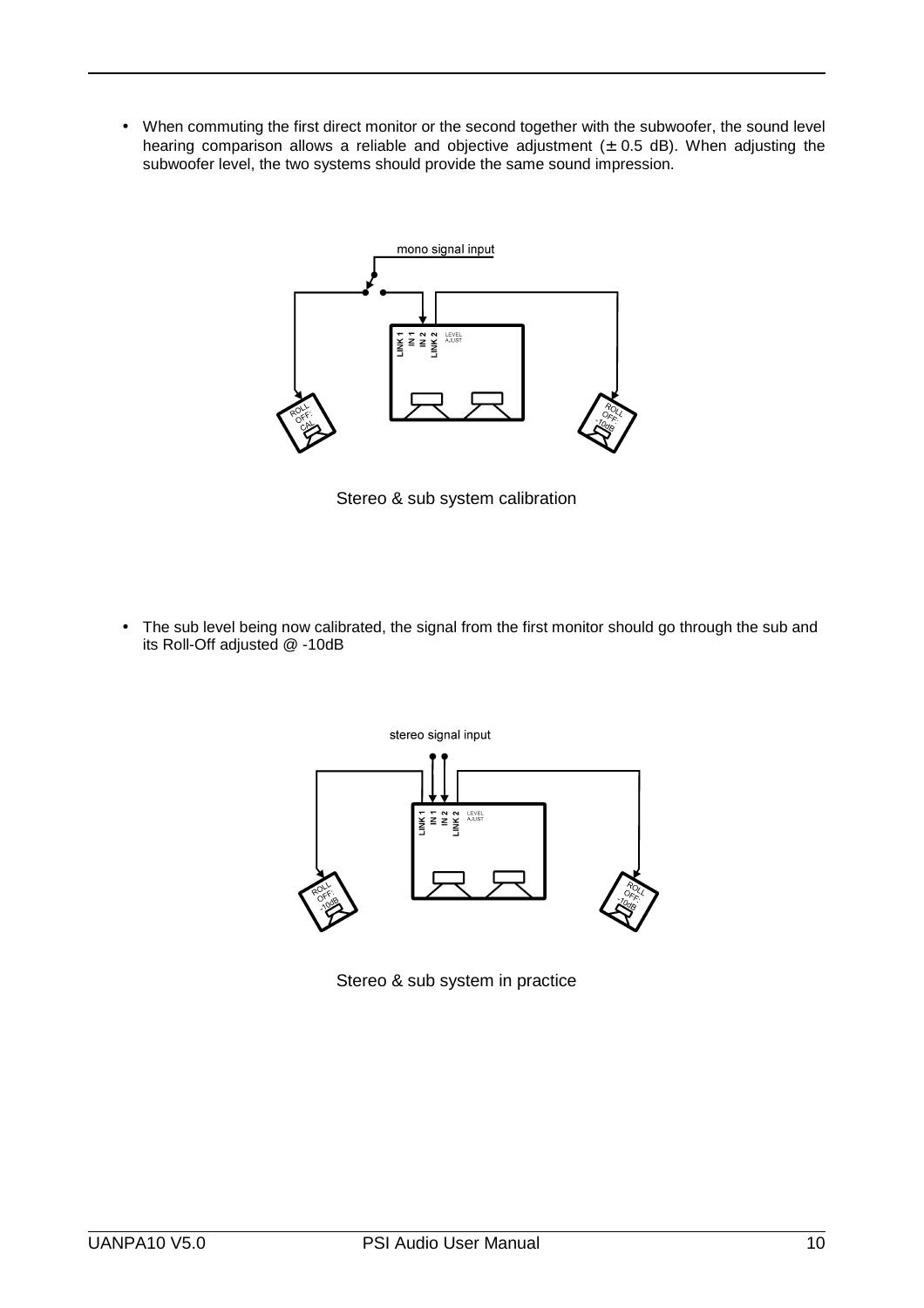- When commuting the first direct monitor or the second together with the subwoofer, the sound level hearing comparison allows a reliable and objective adjustment (± 0.5 dB). When adjusting the subwoofer level, the two systems should provide the same sound impression.

Stereo & sub system calibration

- The sub level being now calibrated, the signal from the first monitor should go through the sub and its Roll-Off adjusted @ -10dB

Stereo & sub system in practice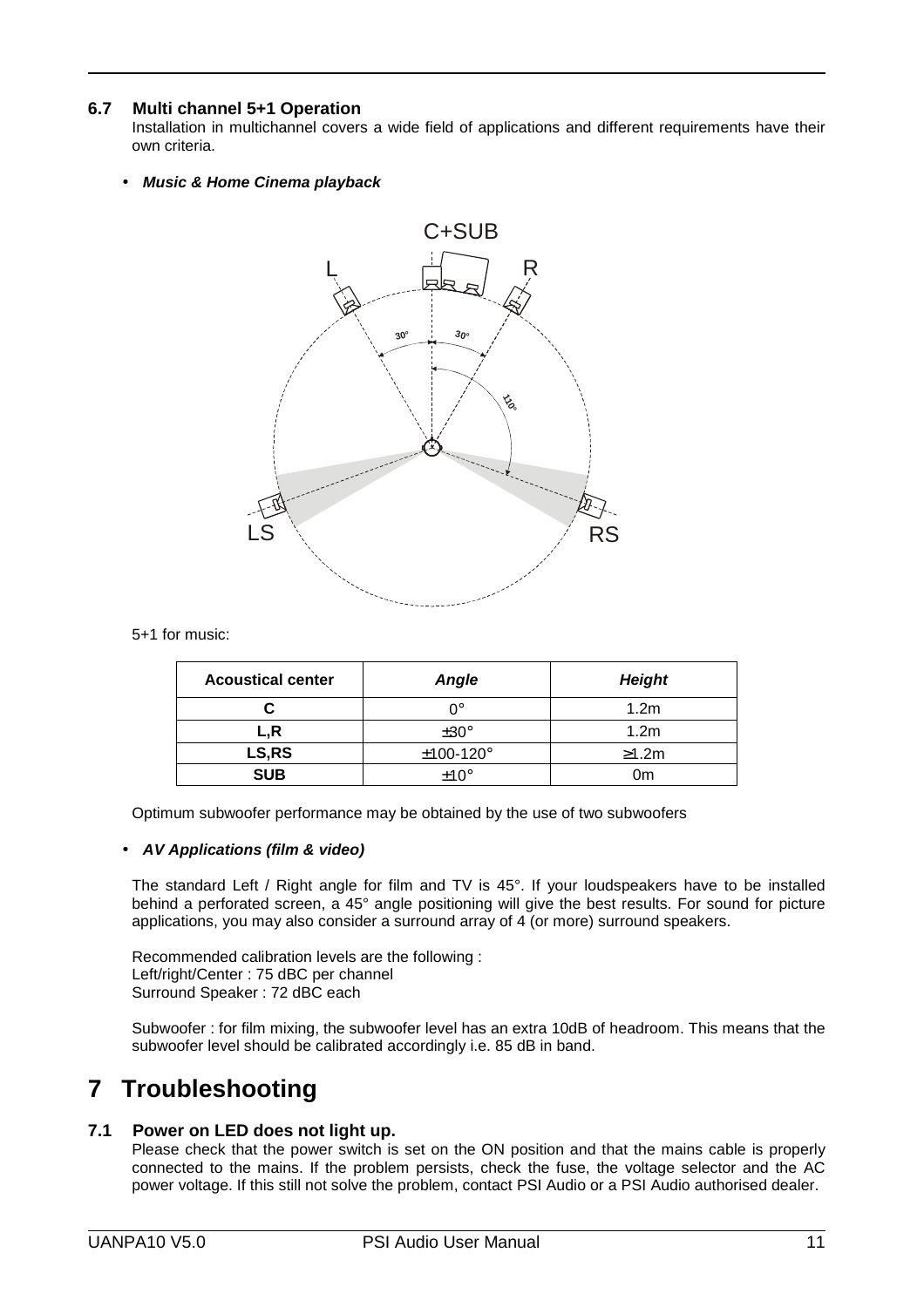### 6.7 Multi channel 5+1 Operation

Installation in multichannel covers a wide field of applications and different requirements have their own criteria.

- ***Music & Home Cinema playback***

5+1 for music:

| Acoustical center | *Angle* | *Height* |
| --- | --- | --- |
| **C** | 0° | 1.2m |
| **L,R** | ±30° | 1.2m |
| **LS,RS** | ±100-120° | ≥1.2m |
| **SUB** | ±10° | 0m |

Optimum subwoofer performance may be obtained by the use of two subwoofers

- ***AV Applications (film & video)***

The standard Left / Right angle for film and TV is 45°. If your loudspeakers have to be installed behind a perforated screen, a 45° angle positioning will give the best results. For sound for picture applications, you may also consider a surround array of 4 (or more) surround speakers.

Recommended calibration levels are the following :
Left/right/Center : 75 dBC per channel
Surround Speaker : 72 dBC each

Subwoofer : for film mixing, the subwoofer level has an extra 10dB of headroom. This means that the subwoofer level should be calibrated accordingly i.e. 85 dB in band.

# 7 Troubleshooting

### 7.1 Power on LED does not light up.

Please check that the power switch is set on the ON position and that the mains cable is properly connected to the mains. If the problem persists, check the fuse, the voltage selector and the AC power voltage. If this still not solve the problem, contact PSI Audio or a PSI Audio authorised dealer.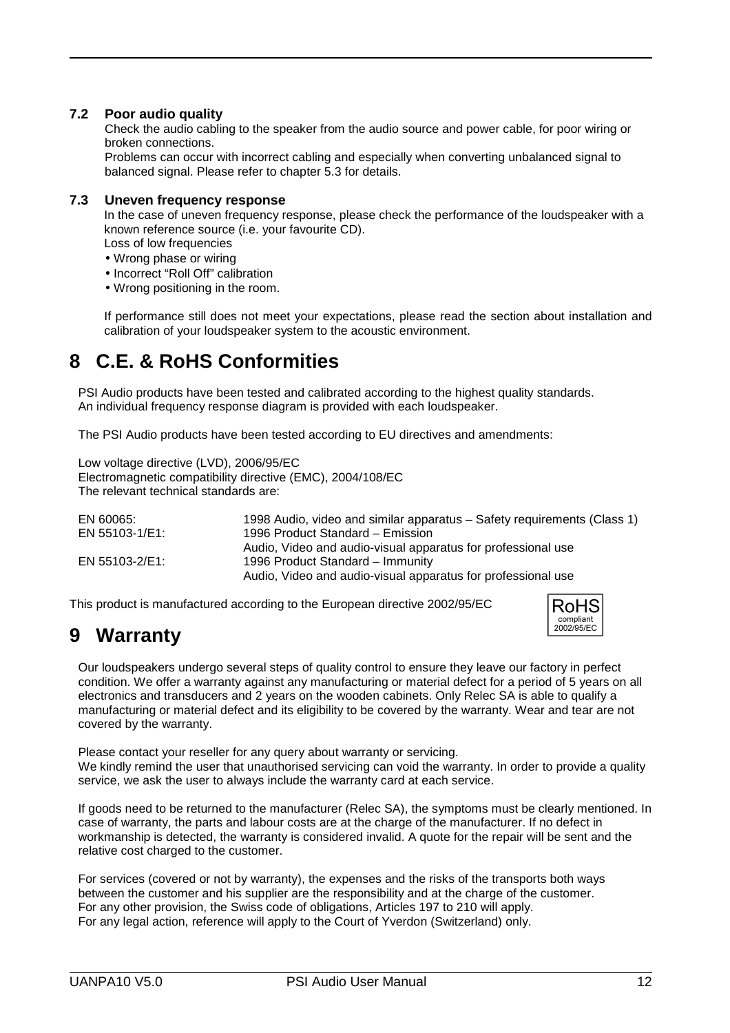### 7.2 Poor audio quality

Check the audio cabling to the speaker from the audio source and power cable, for poor wiring or broken connections.
Problems can occur with incorrect cabling and especially when converting unbalanced signal to balanced signal. Please refer to chapter 5.3 for details.

### 7.3 Uneven frequency response

In the case of uneven frequency response, please check the performance of the loudspeaker with a known reference source (i.e. your favourite CD).
Loss of low frequencies

- Wrong phase or wiring
- Incorrect "Roll Off" calibration
- Wrong positioning in the room.

If performance still does not meet your expectations, please read the section about installation and calibration of your loudspeaker system to the acoustic environment.

# 8 C.E. & RoHS Conformities

PSI Audio products have been tested and calibrated according to the highest quality standards.
An individual frequency response diagram is provided with each loudspeaker.

The PSI Audio products have been tested according to EU directives and amendments:

Low voltage directive (LVD), 2006/95/EC
Electromagnetic compatibility directive (EMC), 2004/108/EC
The relevant technical standards are:

| | |
|---|---|
| EN 60065: | 1998 Audio, video and similar apparatus – Safety requirements (Class 1) |
| EN 55103-1/E1: | 1996 Product Standard – Emission<br>Audio, Video and audio-visual apparatus for professional use |
| EN 55103-2/E1: | 1996 Product Standard – Immunity<br>Audio, Video and audio-visual apparatus for professional use |

This product is manufactured according to the European directive 2002/95/EC

RoHS compliant 2002/95/EC

# 9 Warranty

Our loudspeakers undergo several steps of quality control to ensure they leave our factory in perfect condition. We offer a warranty against any manufacturing or material defect for a period of 5 years on all electronics and transducers and 2 years on the wooden cabinets. Only Relec SA is able to qualify a manufacturing or material defect and its eligibility to be covered by the warranty. Wear and tear are not covered by the warranty.

Please contact your reseller for any query about warranty or servicing.
We kindly remind the user that unauthorised servicing can void the warranty. In order to provide a quality service, we ask the user to always include the warranty card at each service.

If goods need to be returned to the manufacturer (Relec SA), the symptoms must be clearly mentioned. In case of warranty, the parts and labour costs are at the charge of the manufacturer. If no defect in workmanship is detected, the warranty is considered invalid. A quote for the repair will be sent and the relative cost charged to the customer.

For services (covered or not by warranty), the expenses and the risks of the transports both ways between the customer and his supplier are the responsibility and at the charge of the customer.
For any other provision, the Swiss code of obligations, Articles 197 to 210 will apply.
For any legal action, reference will apply to the Court of Yverdon (Switzerland) only.